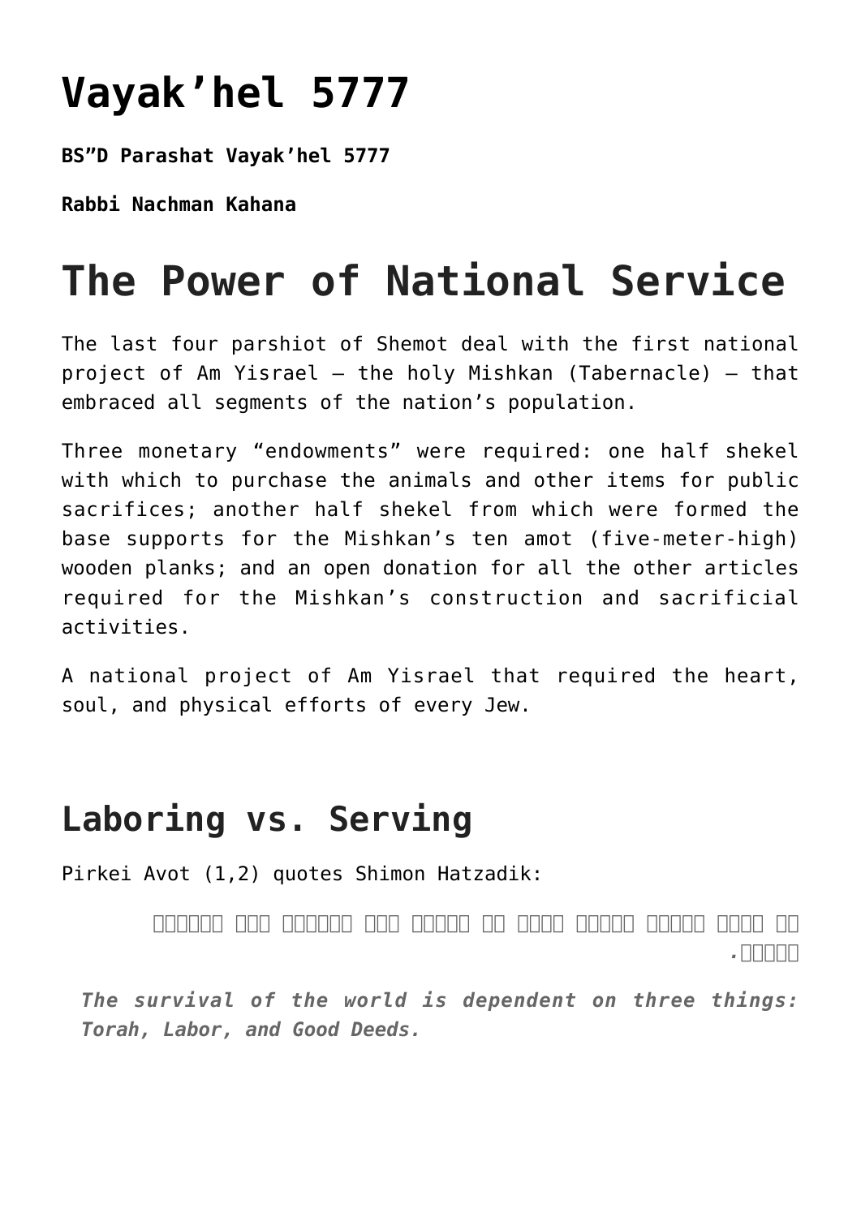# Vayak'hel 5777

**BS"D Parashat Vayak'hel 5777**

**Rabbi Nachman Kahana**

# The Power of National Service

The last four parshiot of Shemot deal with the first national project of Am Yisrael – the holy Mishkan (Tabernacle) – that embraced all segments of the nation's population.

Three monetary "endowments" were required: one half shekel with which to purchase the animals and other items for public sacrifices; another half shekel from which were formed the base supports for the Mishkan's ten amot (five-meter-high) wooden planks; and an open donation for all the other articles required for the Mishkan's construction and sacrificial activities.

A national project of Am Yisrael that required the heart, soul, and physical efforts of every Jew.

## Laboring vs. Serving

Pirkei Avot (1,2) quotes Shimon Hatzadik:

> על שלשה דברים העולם עומד על התורה ועל העבודה ועל גמילות חסדים.
>
> ***The survival of the world is dependent on three things: Torah, Labor, and Good Deeds.***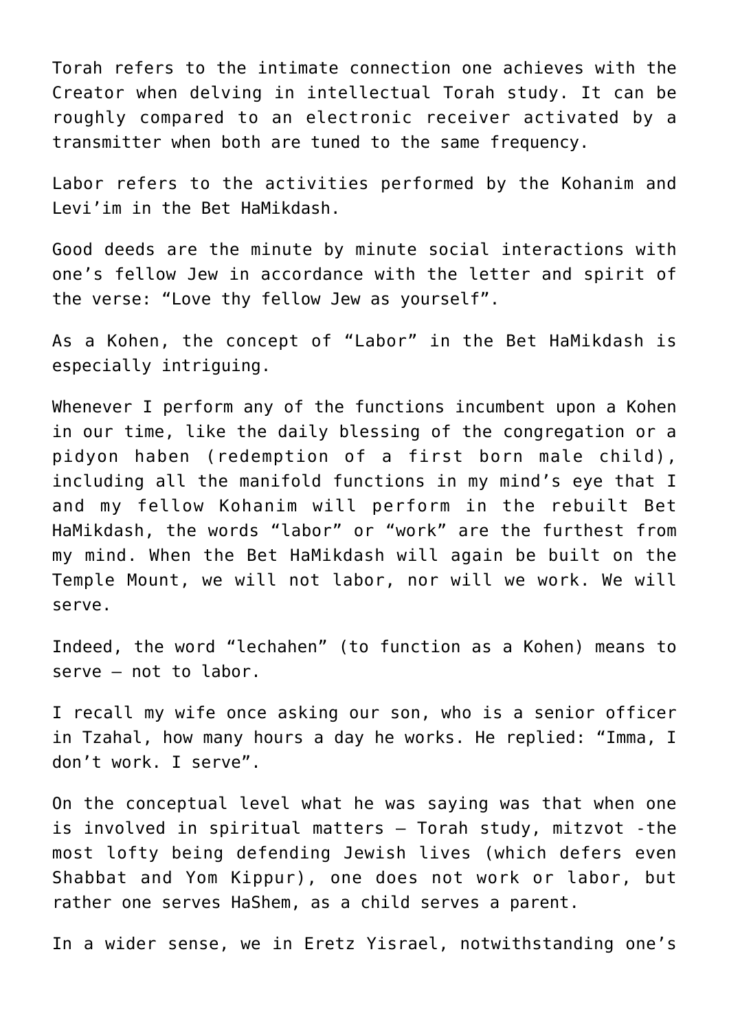Torah refers to the intimate connection one achieves with the Creator when delving in intellectual Torah study. It can be roughly compared to an electronic receiver activated by a transmitter when both are tuned to the same frequency.

Labor refers to the activities performed by the Kohanim and Levi'im in the Bet HaMikdash.

Good deeds are the minute by minute social interactions with one's fellow Jew in accordance with the letter and spirit of the verse: "Love thy fellow Jew as yourself".

As a Kohen, the concept of "Labor" in the Bet HaMikdash is especially intriguing.

Whenever I perform any of the functions incumbent upon a Kohen in our time, like the daily blessing of the congregation or a pidyon haben (redemption of a first born male child), including all the manifold functions in my mind's eye that I and my fellow Kohanim will perform in the rebuilt Bet HaMikdash, the words "labor" or "work" are the furthest from my mind. When the Bet HaMikdash will again be built on the Temple Mount, we will not labor, nor will we work. We will serve.

Indeed, the word "lechahen" (to function as a Kohen) means to serve – not to labor.

I recall my wife once asking our son, who is a senior officer in Tzahal, how many hours a day he works. He replied: "Imma, I don't work. I serve".

On the conceptual level what he was saying was that when one is involved in spiritual matters – Torah study, mitzvot -the most lofty being defending Jewish lives (which defers even Shabbat and Yom Kippur), one does not work or labor, but rather one serves HaShem, as a child serves a parent.

In a wider sense, we in Eretz Yisrael, notwithstanding one's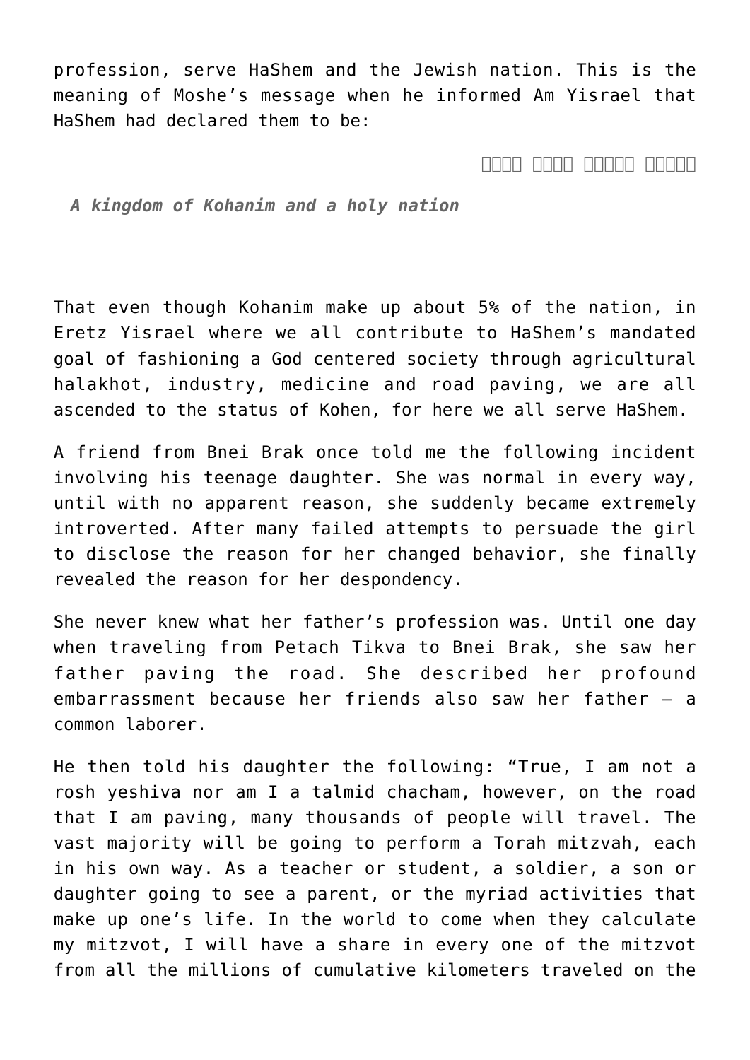profession, serve HaShem and the Jewish nation. This is the meaning of Moshe's message when he informed Am Yisrael that HaShem had declared them to be:

ממלכת כהנים וגוי קדוש

*A kingdom of Kohanim and a holy nation*

That even though Kohanim make up about 5% of the nation, in Eretz Yisrael where we all contribute to HaShem's mandated goal of fashioning a God centered society through agricultural halakhot, industry, medicine and road paving, we are all ascended to the status of Kohen, for here we all serve HaShem.

A friend from Bnei Brak once told me the following incident involving his teenage daughter. She was normal in every way, until with no apparent reason, she suddenly became extremely introverted. After many failed attempts to persuade the girl to disclose the reason for her changed behavior, she finally revealed the reason for her despondency.

She never knew what her father's profession was. Until one day when traveling from Petach Tikva to Bnei Brak, she saw her father paving the road. She described her profound embarrassment because her friends also saw her father – a common laborer.

He then told his daughter the following: "True, I am not a rosh yeshiva nor am I a talmid chacham, however, on the road that I am paving, many thousands of people will travel. The vast majority will be going to perform a Torah mitzvah, each in his own way. As a teacher or student, a soldier, a son or daughter going to see a parent, or the myriad activities that make up one's life. In the world to come when they calculate my mitzvot, I will have a share in every one of the mitzvot from all the millions of cumulative kilometers traveled on the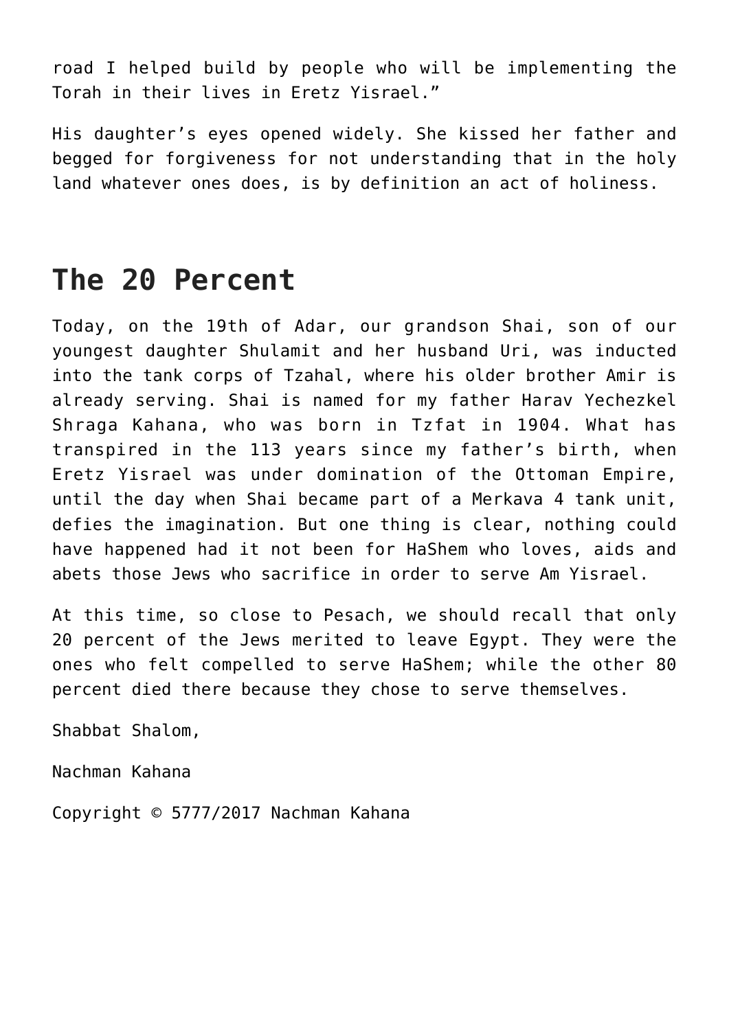road I helped build by people who will be implementing the Torah in their lives in Eretz Yisrael."

His daughter's eyes opened widely. She kissed her father and begged for forgiveness for not understanding that in the holy land whatever ones does, is by definition an act of holiness.

## The 20 Percent

Today, on the 19th of Adar, our grandson Shai, son of our youngest daughter Shulamit and her husband Uri, was inducted into the tank corps of Tzahal, where his older brother Amir is already serving. Shai is named for my father Harav Yechezkel Shraga Kahana, who was born in Tzfat in 1904. What has transpired in the 113 years since my father's birth, when Eretz Yisrael was under domination of the Ottoman Empire, until the day when Shai became part of a Merkava 4 tank unit, defies the imagination. But one thing is clear, nothing could have happened had it not been for HaShem who loves, aids and abets those Jews who sacrifice in order to serve Am Yisrael.

At this time, so close to Pesach, we should recall that only 20 percent of the Jews merited to leave Egypt. They were the ones who felt compelled to serve HaShem; while the other 80 percent died there because they chose to serve themselves.

Shabbat Shalom,

Nachman Kahana

Copyright © 5777/2017 Nachman Kahana